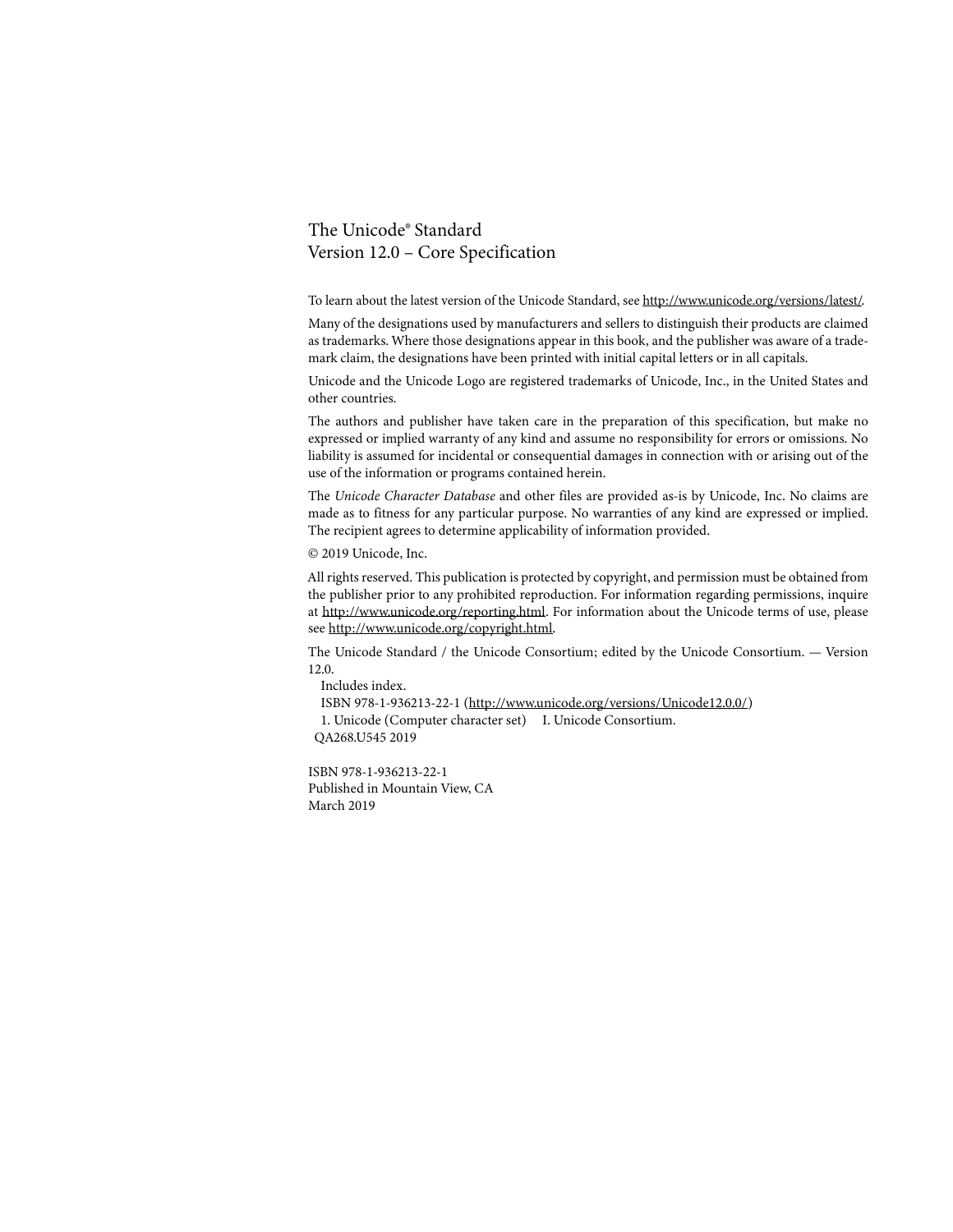# The Unicode® Standard
## Version 12.0 – Core Specification

To learn about the latest version of the Unicode Standard, see http://www.unicode.org/versions/latest/.

Many of the designations used by manufacturers and sellers to distinguish their products are claimed as trademarks. Where those designations appear in this book, and the publisher was aware of a trademark claim, the designations have been printed with initial capital letters or in all capitals.

Unicode and the Unicode Logo are registered trademarks of Unicode, Inc., in the United States and other countries.

The authors and publisher have taken care in the preparation of this specification, but make no expressed or implied warranty of any kind and assume no responsibility for errors or omissions. No liability is assumed for incidental or consequential damages in connection with or arising out of the use of the information or programs contained herein.

The *Unicode Character Database* and other files are provided as-is by Unicode, Inc. No claims are made as to fitness for any particular purpose. No warranties of any kind are expressed or implied. The recipient agrees to determine applicability of information provided.

© 2019 Unicode, Inc.

All rights reserved. This publication is protected by copyright, and permission must be obtained from the publisher prior to any prohibited reproduction. For information regarding permissions, inquire at http://www.unicode.org/reporting.html. For information about the Unicode terms of use, please see http://www.unicode.org/copyright.html.

The Unicode Standard / the Unicode Consortium; edited by the Unicode Consortium. — Version 12.0.

Includes index.

ISBN 978-1-936213-22-1 (http://www.unicode.org/versions/Unicode12.0.0/)

1. Unicode (Computer character set) I. Unicode Consortium.

QA268.U545 2019

ISBN 978-1-936213-22-1
Published in Mountain View, CA
March 2019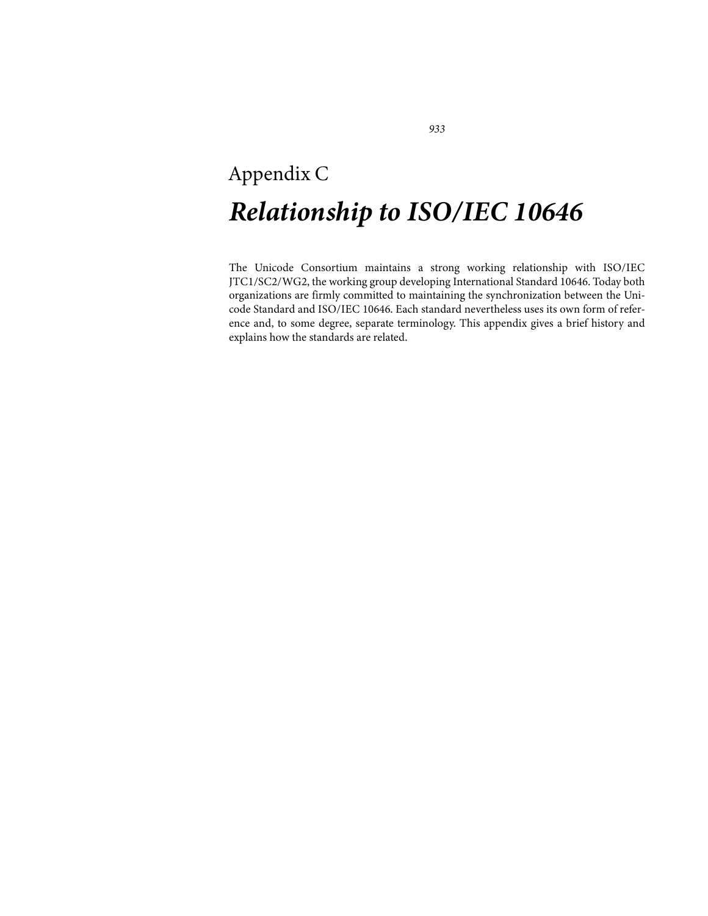# Appendix C

# ***Relationship to ISO/IEC 10646***

The Unicode Consortium maintains a strong working relationship with ISO/IEC JTC1/SC2/WG2, the working group developing International Standard 10646. Today both organizations are firmly committed to maintaining the synchronization between the Unicode Standard and ISO/IEC 10646. Each standard nevertheless uses its own form of reference and, to some degree, separate terminology. This appendix gives a brief history and explains how the standards are related.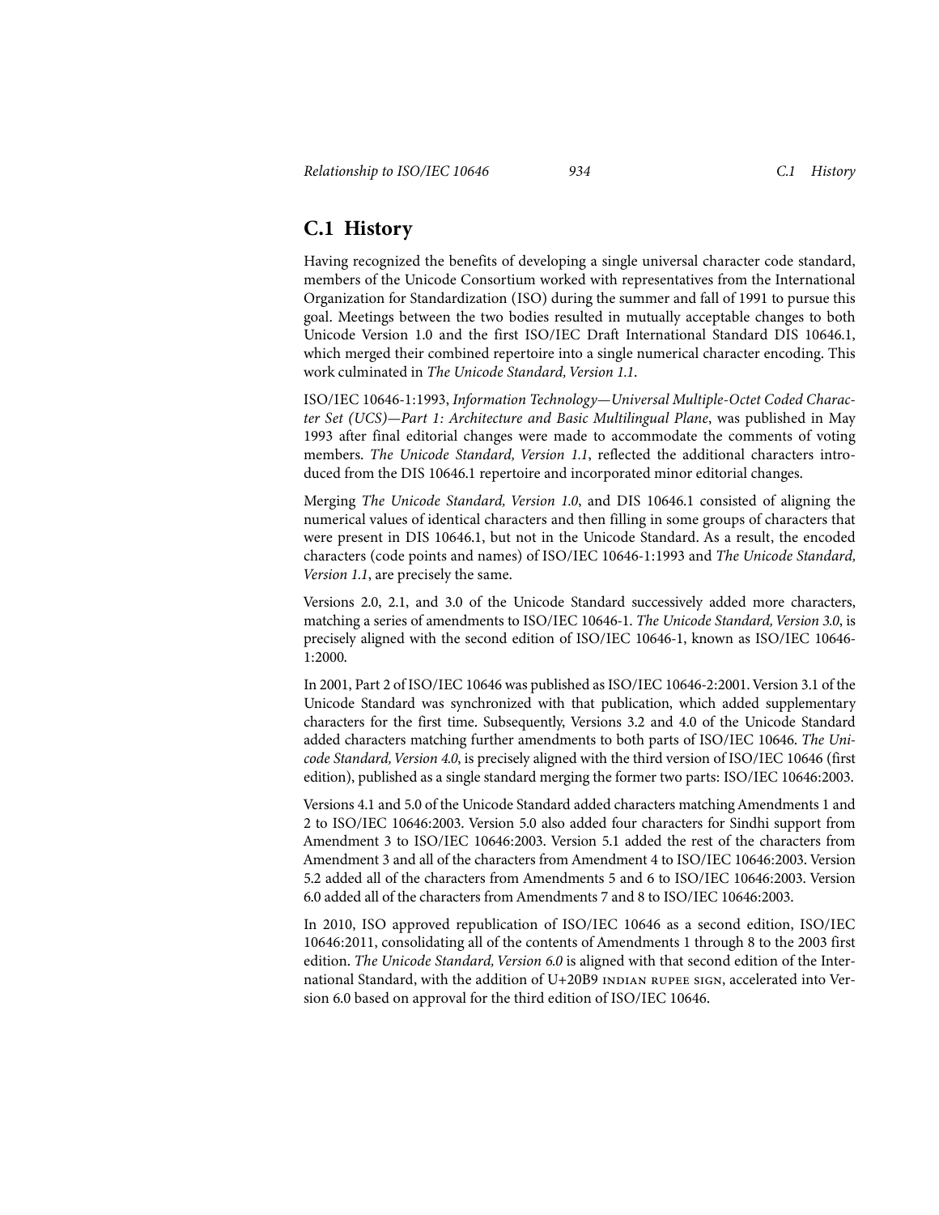## C.1 History

Having recognized the benefits of developing a single universal character code standard, members of the Unicode Consortium worked with representatives from the International Organization for Standardization (ISO) during the summer and fall of 1991 to pursue this goal. Meetings between the two bodies resulted in mutually acceptable changes to both Unicode Version 1.0 and the first ISO/IEC Draft International Standard DIS 10646.1, which merged their combined repertoire into a single numerical character encoding. This work culminated in *The Unicode Standard, Version 1.1*.

ISO/IEC 10646-1:1993, *Information Technology—Universal Multiple-Octet Coded Character Set (UCS)—Part 1: Architecture and Basic Multilingual Plane*, was published in May 1993 after final editorial changes were made to accommodate the comments of voting members. *The Unicode Standard, Version 1.1*, reflected the additional characters introduced from the DIS 10646.1 repertoire and incorporated minor editorial changes.

Merging *The Unicode Standard, Version 1.0*, and DIS 10646.1 consisted of aligning the numerical values of identical characters and then filling in some groups of characters that were present in DIS 10646.1, but not in the Unicode Standard. As a result, the encoded characters (code points and names) of ISO/IEC 10646-1:1993 and *The Unicode Standard, Version 1.1*, are precisely the same.

Versions 2.0, 2.1, and 3.0 of the Unicode Standard successively added more characters, matching a series of amendments to ISO/IEC 10646-1. *The Unicode Standard, Version 3.0*, is precisely aligned with the second edition of ISO/IEC 10646-1, known as ISO/IEC 10646-1:2000.

In 2001, Part 2 of ISO/IEC 10646 was published as ISO/IEC 10646-2:2001. Version 3.1 of the Unicode Standard was synchronized with that publication, which added supplementary characters for the first time. Subsequently, Versions 3.2 and 4.0 of the Unicode Standard added characters matching further amendments to both parts of ISO/IEC 10646. *The Unicode Standard, Version 4.0*, is precisely aligned with the third version of ISO/IEC 10646 (first edition), published as a single standard merging the former two parts: ISO/IEC 10646:2003.

Versions 4.1 and 5.0 of the Unicode Standard added characters matching Amendments 1 and 2 to ISO/IEC 10646:2003. Version 5.0 also added four characters for Sindhi support from Amendment 3 to ISO/IEC 10646:2003. Version 5.1 added the rest of the characters from Amendment 3 and all of the characters from Amendment 4 to ISO/IEC 10646:2003. Version 5.2 added all of the characters from Amendments 5 and 6 to ISO/IEC 10646:2003. Version 6.0 added all of the characters from Amendments 7 and 8 to ISO/IEC 10646:2003.

In 2010, ISO approved republication of ISO/IEC 10646 as a second edition, ISO/IEC 10646:2011, consolidating all of the contents of Amendments 1 through 8 to the 2003 first edition. *The Unicode Standard, Version 6.0* is aligned with that second edition of the International Standard, with the addition of U+20B9 INDIAN RUPEE SIGN, accelerated into Version 6.0 based on approval for the third edition of ISO/IEC 10646.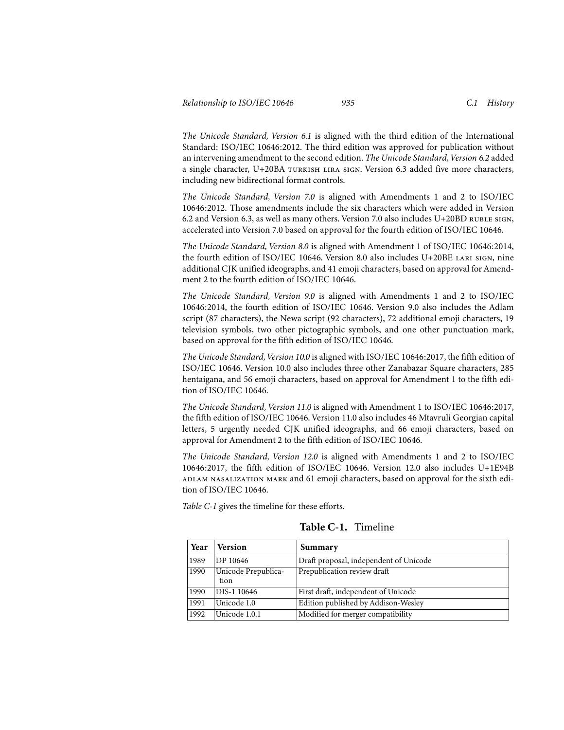*The Unicode Standard, Version 6.1* is aligned with the third edition of the International Standard: ISO/IEC 10646:2012. The third edition was approved for publication without an intervening amendment to the second edition. *The Unicode Standard, Version 6.2* added a single character, U+20BA TURKISH LIRA SIGN. Version 6.3 added five more characters, including new bidirectional format controls.

*The Unicode Standard, Version 7.0* is aligned with Amendments 1 and 2 to ISO/IEC 10646:2012. Those amendments include the six characters which were added in Version 6.2 and Version 6.3, as well as many others. Version 7.0 also includes U+20BD RUBLE SIGN, accelerated into Version 7.0 based on approval for the fourth edition of ISO/IEC 10646.

*The Unicode Standard, Version 8.0* is aligned with Amendment 1 of ISO/IEC 10646:2014, the fourth edition of ISO/IEC 10646. Version 8.0 also includes U+20BE LARI SIGN, nine additional CJK unified ideographs, and 41 emoji characters, based on approval for Amendment 2 to the fourth edition of ISO/IEC 10646.

*The Unicode Standard, Version 9.0* is aligned with Amendments 1 and 2 to ISO/IEC 10646:2014, the fourth edition of ISO/IEC 10646. Version 9.0 also includes the Adlam script (87 characters), the Newa script (92 characters), 72 additional emoji characters, 19 television symbols, two other pictographic symbols, and one other punctuation mark, based on approval for the fifth edition of ISO/IEC 10646.

*The Unicode Standard, Version 10.0* is aligned with ISO/IEC 10646:2017, the fifth edition of ISO/IEC 10646. Version 10.0 also includes three other Zanabazar Square characters, 285 hentaigana, and 56 emoji characters, based on approval for Amendment 1 to the fifth edition of ISO/IEC 10646.

*The Unicode Standard, Version 11.0* is aligned with Amendment 1 to ISO/IEC 10646:2017, the fifth edition of ISO/IEC 10646. Version 11.0 also includes 46 Mtavruli Georgian capital letters, 5 urgently needed CJK unified ideographs, and 66 emoji characters, based on approval for Amendment 2 to the fifth edition of ISO/IEC 10646.

*The Unicode Standard, Version 12.0* is aligned with Amendments 1 and 2 to ISO/IEC 10646:2017, the fifth edition of ISO/IEC 10646. Version 12.0 also includes U+1E94B ADLAM NASALIZATION MARK and 61 emoji characters, based on approval for the sixth edition of ISO/IEC 10646.

*Table C-1* gives the timeline for these efforts.

**Table C-1.** Timeline

| Year | Version | Summary |
|---|---|---|
| 1989 | DP 10646 | Draft proposal, independent of Unicode |
| 1990 | Unicode Prepublication | Prepublication review draft |
| 1990 | DIS-1 10646 | First draft, independent of Unicode |
| 1991 | Unicode 1.0 | Edition published by Addison-Wesley |
| 1992 | Unicode 1.0.1 | Modified for merger compatibility |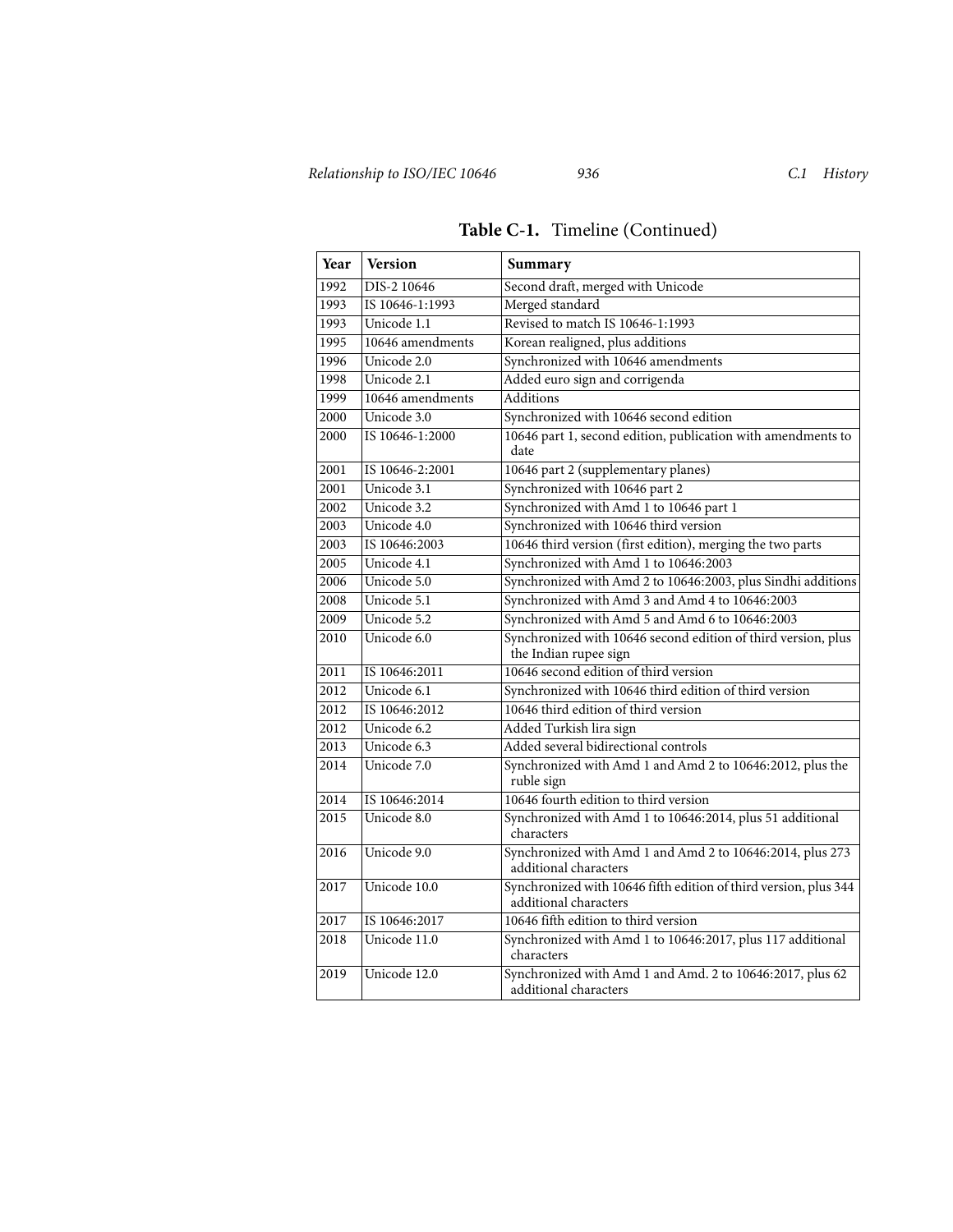**Table C-1.** Timeline (Continued)

| Year | Version | Summary |
|---|---|---|
| 1992 | DIS-2 10646 | Second draft, merged with Unicode |
| 1993 | IS 10646-1:1993 | Merged standard |
| 1993 | Unicode 1.1 | Revised to match IS 10646-1:1993 |
| 1995 | 10646 amendments | Korean realigned, plus additions |
| 1996 | Unicode 2.0 | Synchronized with 10646 amendments |
| 1998 | Unicode 2.1 | Added euro sign and corrigenda |
| 1999 | 10646 amendments | Additions |
| 2000 | Unicode 3.0 | Synchronized with 10646 second edition |
| 2000 | IS 10646-1:2000 | 10646 part 1, second edition, publication with amendments to date |
| 2001 | IS 10646-2:2001 | 10646 part 2 (supplementary planes) |
| 2001 | Unicode 3.1 | Synchronized with 10646 part 2 |
| 2002 | Unicode 3.2 | Synchronized with Amd 1 to 10646 part 1 |
| 2003 | Unicode 4.0 | Synchronized with 10646 third version |
| 2003 | IS 10646:2003 | 10646 third version (first edition), merging the two parts |
| 2005 | Unicode 4.1 | Synchronized with Amd 1 to 10646:2003 |
| 2006 | Unicode 5.0 | Synchronized with Amd 2 to 10646:2003, plus Sindhi additions |
| 2008 | Unicode 5.1 | Synchronized with Amd 3 and Amd 4 to 10646:2003 |
| 2009 | Unicode 5.2 | Synchronized with Amd 5 and Amd 6 to 10646:2003 |
| 2010 | Unicode 6.0 | Synchronized with 10646 second edition of third version, plus the Indian rupee sign |
| 2011 | IS 10646:2011 | 10646 second edition of third version |
| 2012 | Unicode 6.1 | Synchronized with 10646 third edition of third version |
| 2012 | IS 10646:2012 | 10646 third edition of third version |
| 2012 | Unicode 6.2 | Added Turkish lira sign |
| 2013 | Unicode 6.3 | Added several bidirectional controls |
| 2014 | Unicode 7.0 | Synchronized with Amd 1 and Amd 2 to 10646:2012, plus the ruble sign |
| 2014 | IS 10646:2014 | 10646 fourth edition to third version |
| 2015 | Unicode 8.0 | Synchronized with Amd 1 to 10646:2014, plus 51 additional characters |
| 2016 | Unicode 9.0 | Synchronized with Amd 1 and Amd 2 to 10646:2014, plus 273 additional characters |
| 2017 | Unicode 10.0 | Synchronized with 10646 fifth edition of third version, plus 344 additional characters |
| 2017 | IS 10646:2017 | 10646 fifth edition to third version |
| 2018 | Unicode 11.0 | Synchronized with Amd 1 to 10646:2017, plus 117 additional characters |
| 2019 | Unicode 12.0 | Synchronized with Amd 1 and Amd. 2 to 10646:2017, plus 62 additional characters |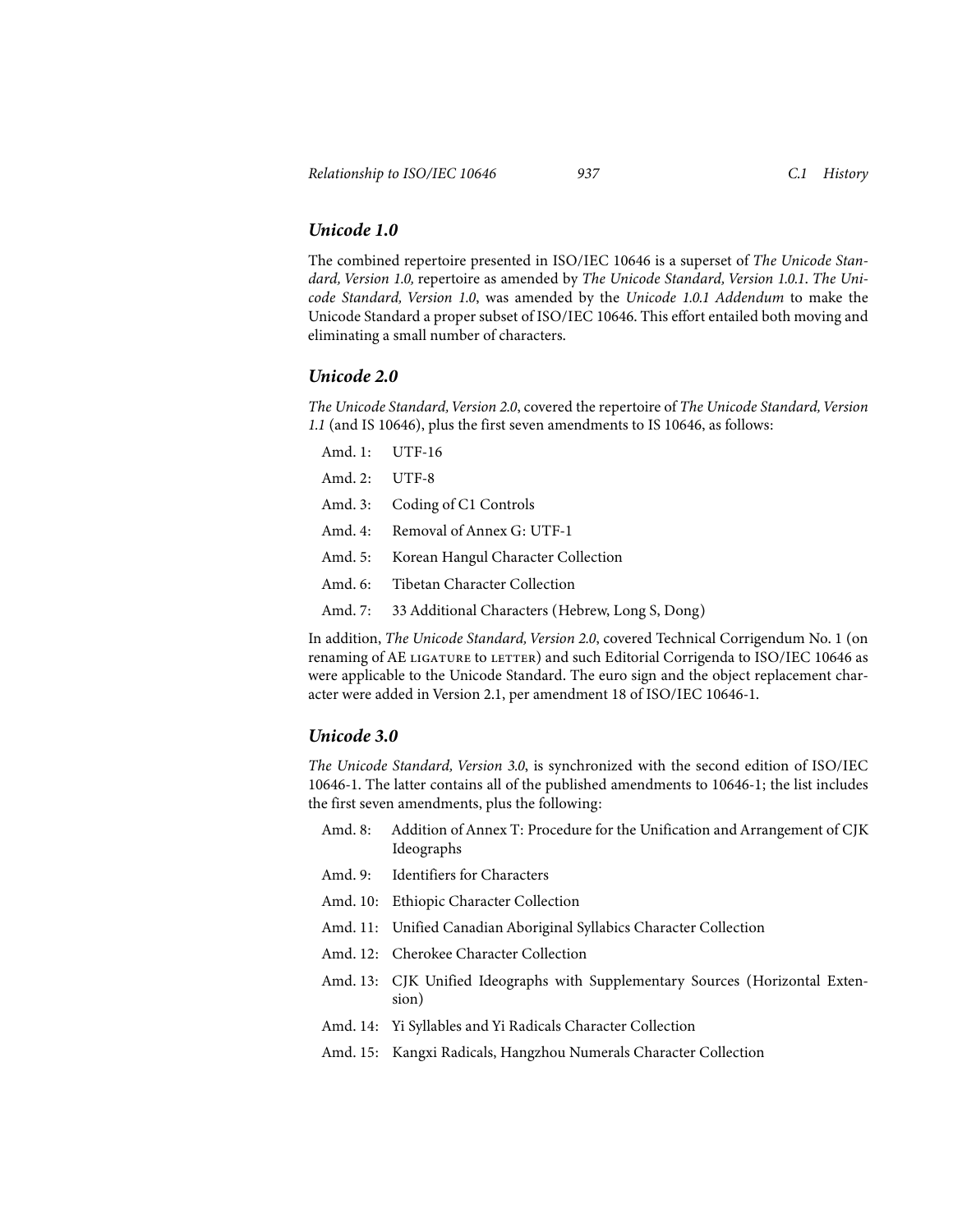### *Unicode 1.0*

The combined repertoire presented in ISO/IEC 10646 is a superset of *The Unicode Standard, Version 1.0,* repertoire as amended by *The Unicode Standard, Version 1.0.1*. *The Unicode Standard, Version 1.0*, was amended by the *Unicode 1.0.1 Addendum* to make the Unicode Standard a proper subset of ISO/IEC 10646. This effort entailed both moving and eliminating a small number of characters.

### *Unicode 2.0*

*The Unicode Standard, Version 2.0*, covered the repertoire of *The Unicode Standard, Version 1.1* (and IS 10646), plus the first seven amendments to IS 10646, as follows:

- Amd. 1: UTF-16
- Amd. 2: UTF-8
- Amd. 3: Coding of C1 Controls
- Amd. 4: Removal of Annex G: UTF-1
- Amd. 5: Korean Hangul Character Collection
- Amd. 6: Tibetan Character Collection
- Amd. 7: 33 Additional Characters (Hebrew, Long S, Dong)

In addition, *The Unicode Standard, Version 2.0*, covered Technical Corrigendum No. 1 (on renaming of AE LIGATURE to LETTER) and such Editorial Corrigenda to ISO/IEC 10646 as were applicable to the Unicode Standard. The euro sign and the object replacement character were added in Version 2.1, per amendment 18 of ISO/IEC 10646-1.

### *Unicode 3.0*

*The Unicode Standard, Version 3.0*, is synchronized with the second edition of ISO/IEC 10646-1. The latter contains all of the published amendments to 10646-1; the list includes the first seven amendments, plus the following:

- Amd. 8: Addition of Annex T: Procedure for the Unification and Arrangement of CJK Ideographs
- Amd. 9: Identifiers for Characters
- Amd. 10: Ethiopic Character Collection
- Amd. 11: Unified Canadian Aboriginal Syllabics Character Collection
- Amd. 12: Cherokee Character Collection
- Amd. 13: CJK Unified Ideographs with Supplementary Sources (Horizontal Extension)
- Amd. 14: Yi Syllables and Yi Radicals Character Collection
- Amd. 15: Kangxi Radicals, Hangzhou Numerals Character Collection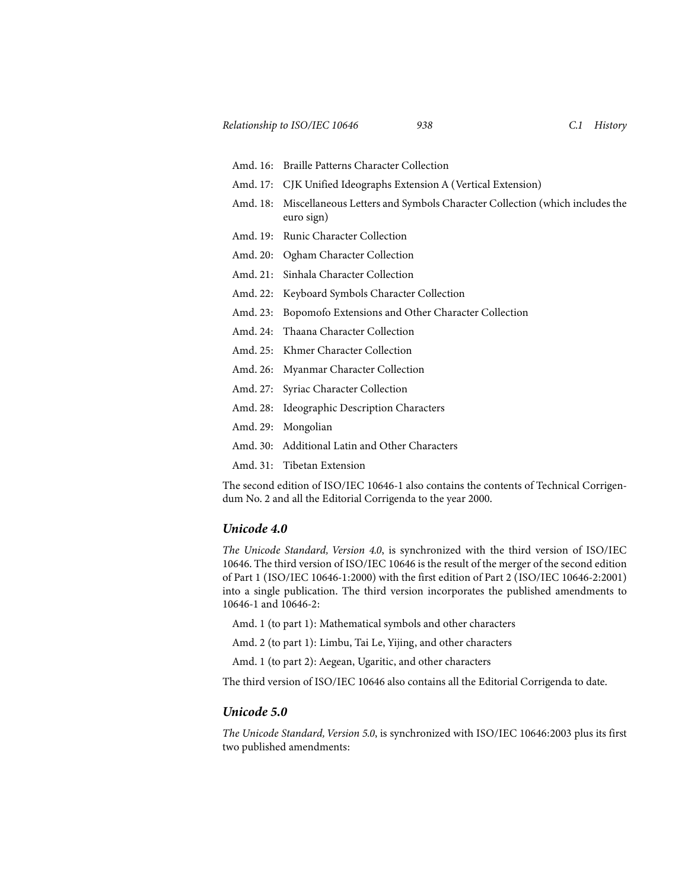Amd. 16: Braille Patterns Character Collection

Amd. 17: CJK Unified Ideographs Extension A (Vertical Extension)

Amd. 18: Miscellaneous Letters and Symbols Character Collection (which includes the euro sign)

Amd. 19: Runic Character Collection

Amd. 20: Ogham Character Collection

Amd. 21: Sinhala Character Collection

Amd. 22: Keyboard Symbols Character Collection

Amd. 23: Bopomofo Extensions and Other Character Collection

Amd. 24: Thaana Character Collection

Amd. 25: Khmer Character Collection

Amd. 26: Myanmar Character Collection

Amd. 27: Syriac Character Collection

Amd. 28: Ideographic Description Characters

Amd. 29: Mongolian

Amd. 30: Additional Latin and Other Characters

Amd. 31: Tibetan Extension

The second edition of ISO/IEC 10646-1 also contains the contents of Technical Corrigendum No. 2 and all the Editorial Corrigenda to the year 2000.

### *Unicode 4.0*

*The Unicode Standard, Version 4.0*, is synchronized with the third version of ISO/IEC 10646. The third version of ISO/IEC 10646 is the result of the merger of the second edition of Part 1 (ISO/IEC 10646-1:2000) with the first edition of Part 2 (ISO/IEC 10646-2:2001) into a single publication. The third version incorporates the published amendments to 10646-1 and 10646-2:

Amd. 1 (to part 1): Mathematical symbols and other characters

Amd. 2 (to part 1): Limbu, Tai Le, Yijing, and other characters

Amd. 1 (to part 2): Aegean, Ugaritic, and other characters

The third version of ISO/IEC 10646 also contains all the Editorial Corrigenda to date.

### *Unicode 5.0*

*The Unicode Standard, Version 5.0*, is synchronized with ISO/IEC 10646:2003 plus its first two published amendments: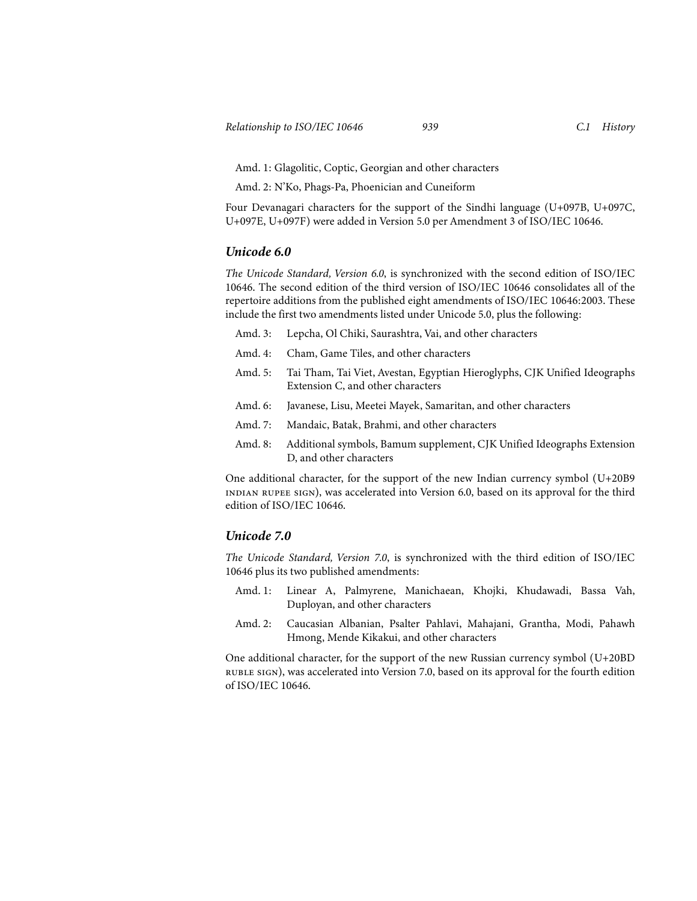Amd. 1: Glagolitic, Coptic, Georgian and other characters

Amd. 2: N'Ko, Phags-Pa, Phoenician and Cuneiform

Four Devanagari characters for the support of the Sindhi language (U+097B, U+097C, U+097E, U+097F) were added in Version 5.0 per Amendment 3 of ISO/IEC 10646.

### Unicode 6.0

*The Unicode Standard, Version 6.0*, is synchronized with the second edition of ISO/IEC 10646. The second edition of the third version of ISO/IEC 10646 consolidates all of the repertoire additions from the published eight amendments of ISO/IEC 10646:2003. These include the first two amendments listed under Unicode 5.0, plus the following:

Amd. 3: Lepcha, Ol Chiki, Saurashtra, Vai, and other characters

Amd. 4: Cham, Game Tiles, and other characters

Amd. 5: Tai Tham, Tai Viet, Avestan, Egyptian Hieroglyphs, CJK Unified Ideographs Extension C, and other characters

Amd. 6: Javanese, Lisu, Meetei Mayek, Samaritan, and other characters

Amd. 7: Mandaic, Batak, Brahmi, and other characters

Amd. 8: Additional symbols, Bamum supplement, CJK Unified Ideographs Extension D, and other characters

One additional character, for the support of the new Indian currency symbol (U+20B9 INDIAN RUPEE SIGN), was accelerated into Version 6.0, based on its approval for the third edition of ISO/IEC 10646.

### Unicode 7.0

*The Unicode Standard, Version 7.0*, is synchronized with the third edition of ISO/IEC 10646 plus its two published amendments:

Amd. 1: Linear A, Palmyrene, Manichaean, Khojki, Khudawadi, Bassa Vah, Duployan, and other characters

Amd. 2: Caucasian Albanian, Psalter Pahlavi, Mahajani, Grantha, Modi, Pahawh Hmong, Mende Kikakui, and other characters

One additional character, for the support of the new Russian currency symbol (U+20BD RUBLE SIGN), was accelerated into Version 7.0, based on its approval for the fourth edition of ISO/IEC 10646.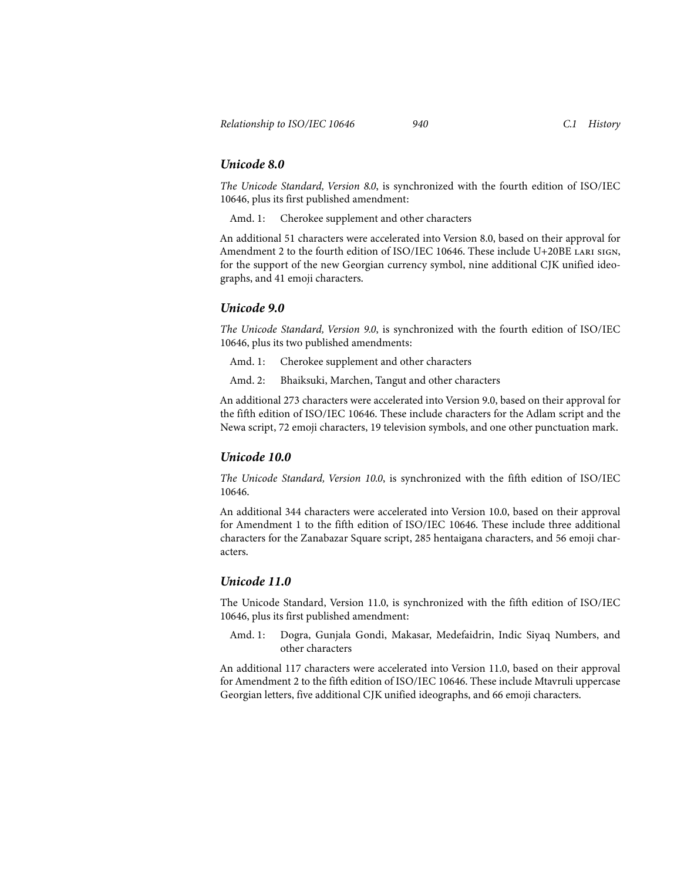### *Unicode 8.0*

*The Unicode Standard, Version 8.0*, is synchronized with the fourth edition of ISO/IEC 10646, plus its first published amendment:

Amd. 1: Cherokee supplement and other characters

An additional 51 characters were accelerated into Version 8.0, based on their approval for Amendment 2 to the fourth edition of ISO/IEC 10646. These include U+20BE LARI SIGN, for the support of the new Georgian currency symbol, nine additional CJK unified ideographs, and 41 emoji characters.

### *Unicode 9.0*

*The Unicode Standard, Version 9.0*, is synchronized with the fourth edition of ISO/IEC 10646, plus its two published amendments:

Amd. 1: Cherokee supplement and other characters

Amd. 2: Bhaiksuki, Marchen, Tangut and other characters

An additional 273 characters were accelerated into Version 9.0, based on their approval for the fifth edition of ISO/IEC 10646. These include characters for the Adlam script and the Newa script, 72 emoji characters, 19 television symbols, and one other punctuation mark.

### *Unicode 10.0*

*The Unicode Standard, Version 10.0*, is synchronized with the fifth edition of ISO/IEC 10646.

An additional 344 characters were accelerated into Version 10.0, based on their approval for Amendment 1 to the fifth edition of ISO/IEC 10646. These include three additional characters for the Zanabazar Square script, 285 hentaigana characters, and 56 emoji characters.

### *Unicode 11.0*

The Unicode Standard, Version 11.0, is synchronized with the fifth edition of ISO/IEC 10646, plus its first published amendment:

Amd. 1: Dogra, Gunjala Gondi, Makasar, Medefaidrin, Indic Siyaq Numbers, and other characters

An additional 117 characters were accelerated into Version 11.0, based on their approval for Amendment 2 to the fifth edition of ISO/IEC 10646. These include Mtavruli uppercase Georgian letters, five additional CJK unified ideographs, and 66 emoji characters.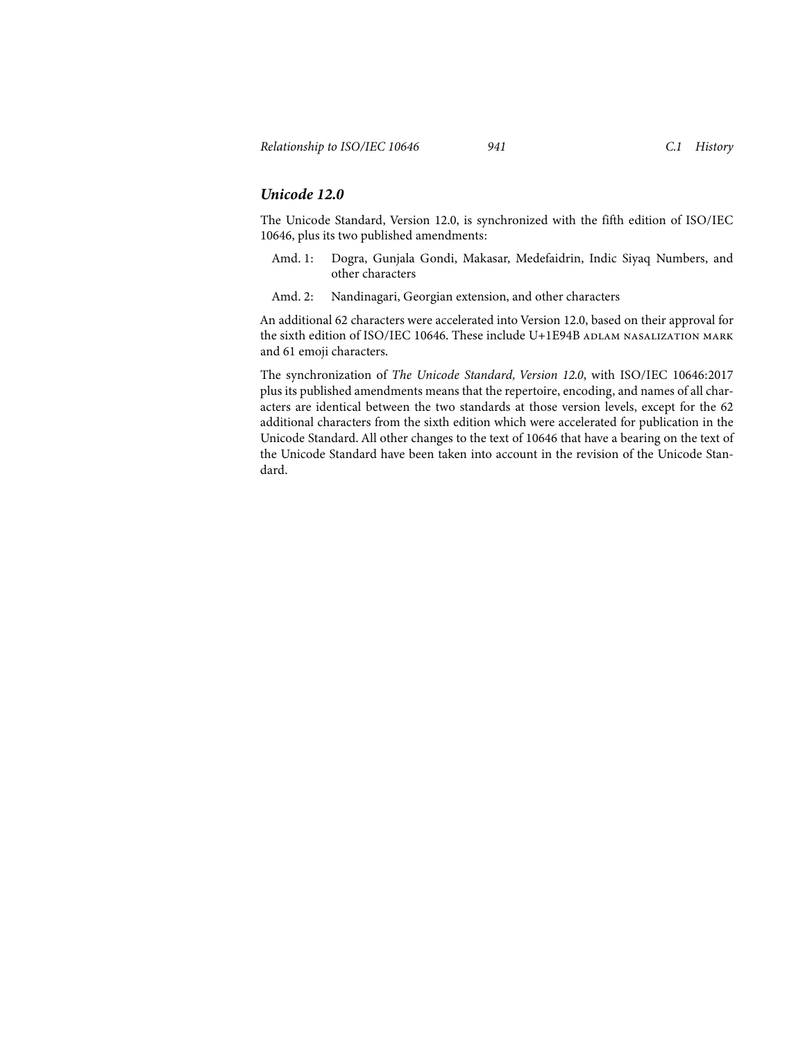### *Unicode 12.0*

The Unicode Standard, Version 12.0, is synchronized with the fifth edition of ISO/IEC 10646, plus its two published amendments:

- Amd. 1: Dogra, Gunjala Gondi, Makasar, Medefaidrin, Indic Siyaq Numbers, and other characters
- Amd. 2: Nandinagari, Georgian extension, and other characters

An additional 62 characters were accelerated into Version 12.0, based on their approval for the sixth edition of ISO/IEC 10646. These include U+1E94B ADLAM NASALIZATION MARK and 61 emoji characters.

The synchronization of *The Unicode Standard, Version 12.0*, with ISO/IEC 10646:2017 plus its published amendments means that the repertoire, encoding, and names of all characters are identical between the two standards at those version levels, except for the 62 additional characters from the sixth edition which were accelerated for publication in the Unicode Standard. All other changes to the text of 10646 that have a bearing on the text of the Unicode Standard have been taken into account in the revision of the Unicode Standard.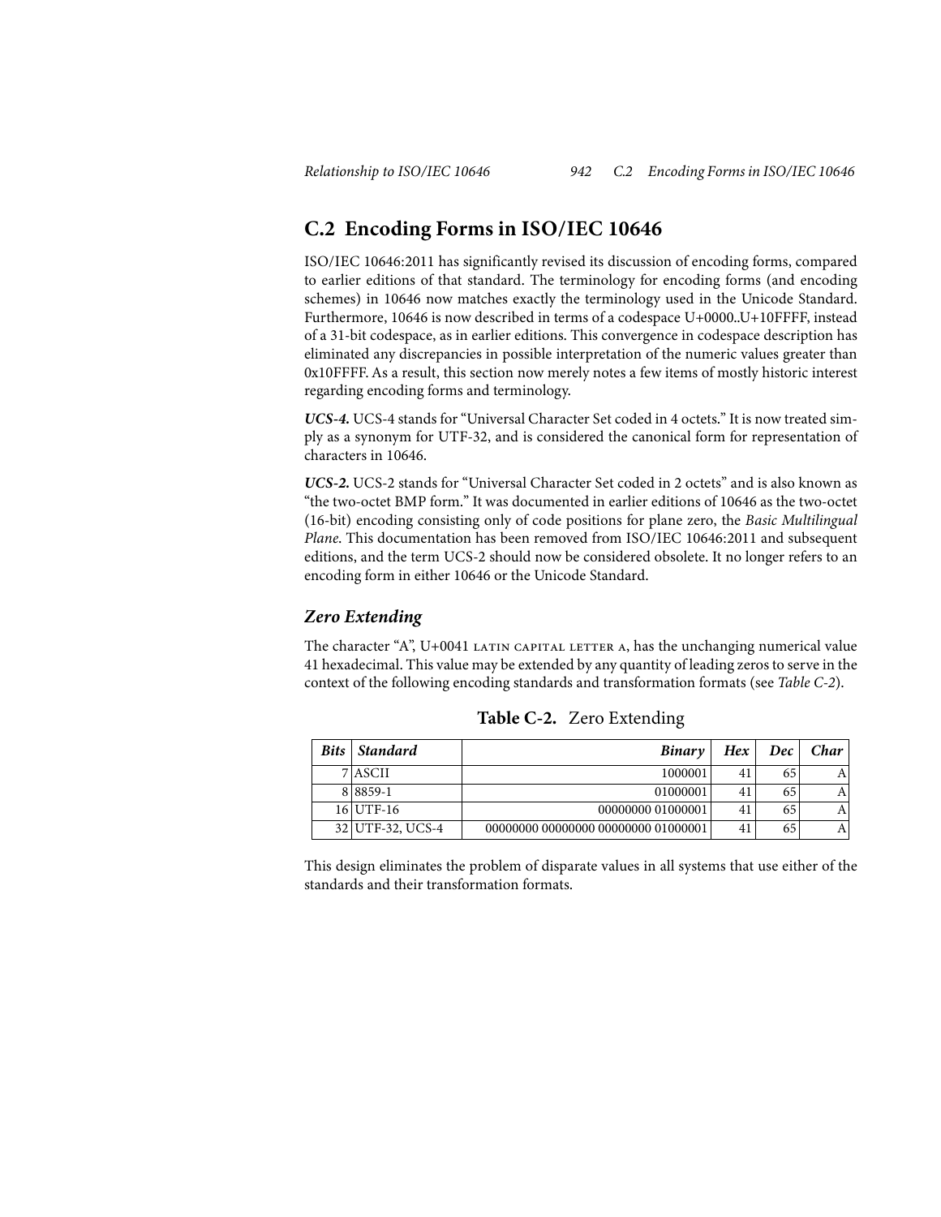## C.2 Encoding Forms in ISO/IEC 10646

ISO/IEC 10646:2011 has significantly revised its discussion of encoding forms, compared to earlier editions of that standard. The terminology for encoding forms (and encoding schemes) in 10646 now matches exactly the terminology used in the Unicode Standard. Furthermore, 10646 is now described in terms of a codespace U+0000..U+10FFFF, instead of a 31-bit codespace, as in earlier editions. This convergence in codespace description has eliminated any discrepancies in possible interpretation of the numeric values greater than 0x10FFFF. As a result, this section now merely notes a few items of mostly historic interest regarding encoding forms and terminology.

***UCS-4.*** UCS-4 stands for "Universal Character Set coded in 4 octets." It is now treated simply as a synonym for UTF-32, and is considered the canonical form for representation of characters in 10646.

***UCS-2.*** UCS-2 stands for "Universal Character Set coded in 2 octets" and is also known as "the two-octet BMP form." It was documented in earlier editions of 10646 as the two-octet (16-bit) encoding consisting only of code positions for plane zero, the *Basic Multilingual Plane*. This documentation has been removed from ISO/IEC 10646:2011 and subsequent editions, and the term UCS-2 should now be considered obsolete. It no longer refers to an encoding form in either 10646 or the Unicode Standard.

### *Zero Extending*

The character "A", U+0041 LATIN CAPITAL LETTER A, has the unchanging numerical value 41 hexadecimal. This value may be extended by any quantity of leading zeros to serve in the context of the following encoding standards and transformation formats (see *Table C-2*).

**Table C-2.** Zero Extending

| *Bits* | *Standard* | *Binary* | *Hex* | *Dec* | *Char* |
|---:|---|---:|---:|---:|---:|
| 7 | ASCII | 1000001 | 41 | 65 | A |
| 8 | 8859-1 | 01000001 | 41 | 65 | A |
| 16 | UTF-16 | 00000000 01000001 | 41 | 65 | A |
| 32 | UTF-32, UCS-4 | 00000000 00000000 00000000 01000001 | 41 | 65 | A |

This design eliminates the problem of disparate values in all systems that use either of the standards and their transformation formats.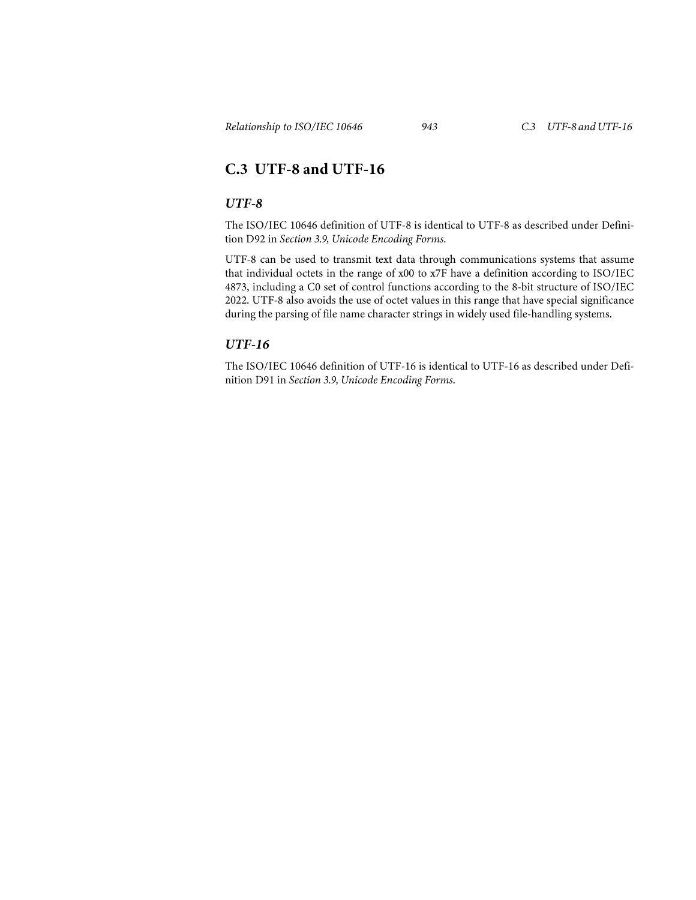## C.3 UTF-8 and UTF-16

### *UTF-8*

The ISO/IEC 10646 definition of UTF-8 is identical to UTF-8 as described under Definition D92 in *Section 3.9, Unicode Encoding Forms*.

UTF-8 can be used to transmit text data through communications systems that assume that individual octets in the range of x00 to x7F have a definition according to ISO/IEC 4873, including a C0 set of control functions according to the 8-bit structure of ISO/IEC 2022. UTF-8 also avoids the use of octet values in this range that have special significance during the parsing of file name character strings in widely used file-handling systems.

### *UTF-16*

The ISO/IEC 10646 definition of UTF-16 is identical to UTF-16 as described under Definition D91 in *Section 3.9, Unicode Encoding Forms*.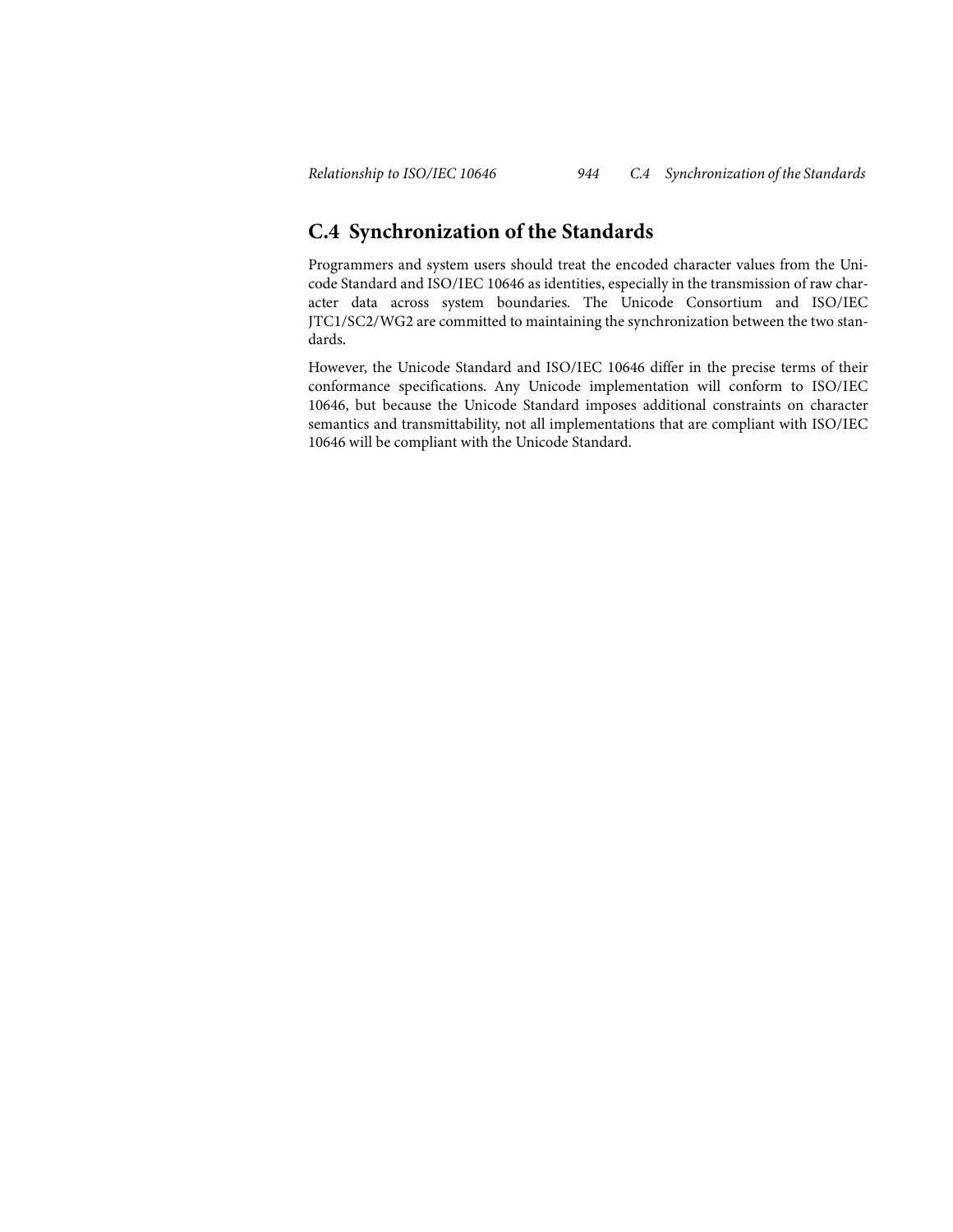## C.4 Synchronization of the Standards

Programmers and system users should treat the encoded character values from the Unicode Standard and ISO/IEC 10646 as identities, especially in the transmission of raw character data across system boundaries. The Unicode Consortium and ISO/IEC JTC1/SC2/WG2 are committed to maintaining the synchronization between the two standards.

However, the Unicode Standard and ISO/IEC 10646 differ in the precise terms of their conformance specifications. Any Unicode implementation will conform to ISO/IEC 10646, but because the Unicode Standard imposes additional constraints on character semantics and transmittability, not all implementations that are compliant with ISO/IEC 10646 will be compliant with the Unicode Standard.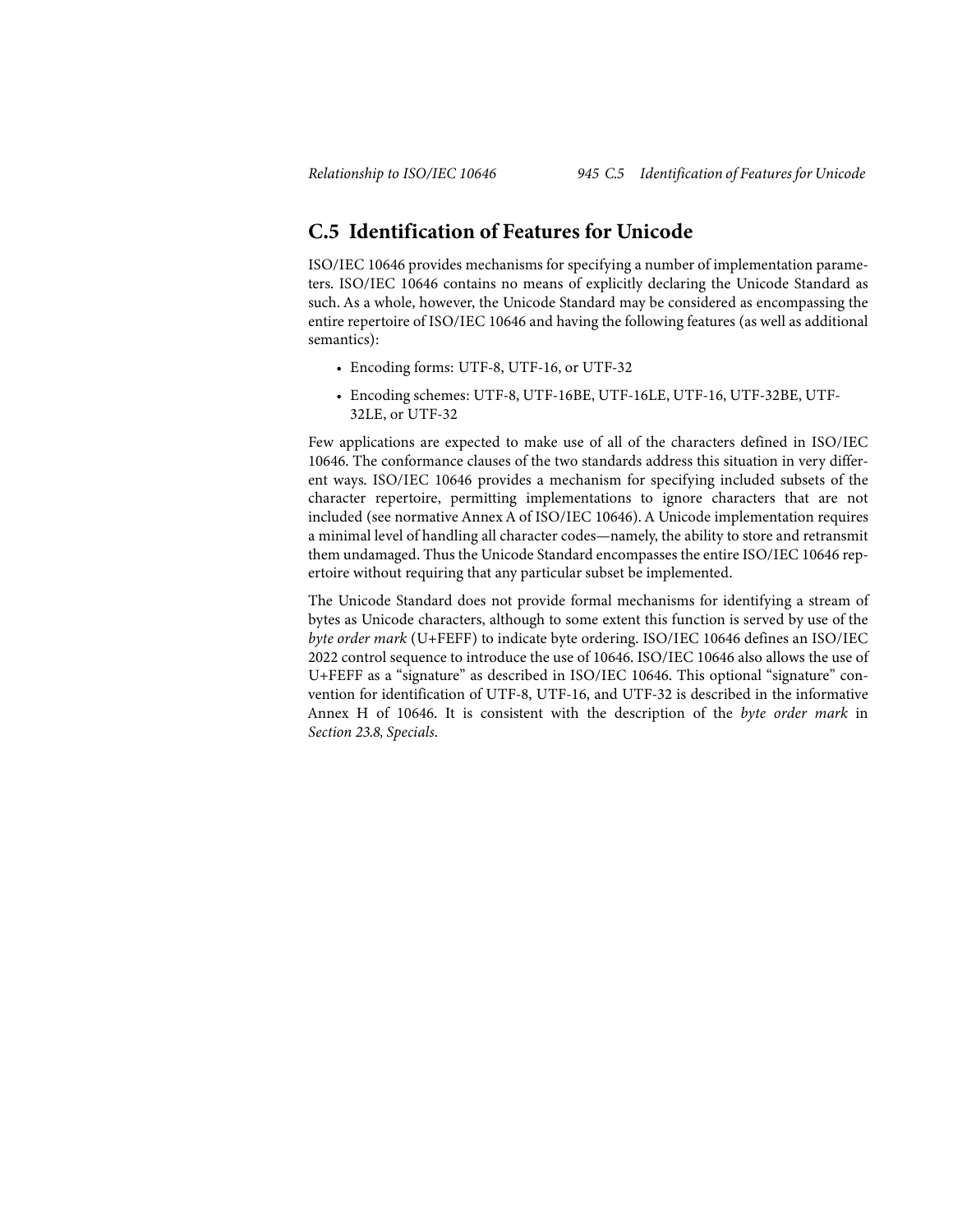## C.5 Identification of Features for Unicode

ISO/IEC 10646 provides mechanisms for specifying a number of implementation parameters. ISO/IEC 10646 contains no means of explicitly declaring the Unicode Standard as such. As a whole, however, the Unicode Standard may be considered as encompassing the entire repertoire of ISO/IEC 10646 and having the following features (as well as additional semantics):

- Encoding forms: UTF-8, UTF-16, or UTF-32
- Encoding schemes: UTF-8, UTF-16BE, UTF-16LE, UTF-16, UTF-32BE, UTF-32LE, or UTF-32

Few applications are expected to make use of all of the characters defined in ISO/IEC 10646. The conformance clauses of the two standards address this situation in very different ways. ISO/IEC 10646 provides a mechanism for specifying included subsets of the character repertoire, permitting implementations to ignore characters that are not included (see normative Annex A of ISO/IEC 10646). A Unicode implementation requires a minimal level of handling all character codes—namely, the ability to store and retransmit them undamaged. Thus the Unicode Standard encompasses the entire ISO/IEC 10646 repertoire without requiring that any particular subset be implemented.

The Unicode Standard does not provide formal mechanisms for identifying a stream of bytes as Unicode characters, although to some extent this function is served by use of the *byte order mark* (U+FEFF) to indicate byte ordering. ISO/IEC 10646 defines an ISO/IEC 2022 control sequence to introduce the use of 10646. ISO/IEC 10646 also allows the use of U+FEFF as a "signature" as described in ISO/IEC 10646. This optional "signature" convention for identification of UTF-8, UTF-16, and UTF-32 is described in the informative Annex H of 10646. It is consistent with the description of the *byte order mark* in *Section 23.8, Specials*.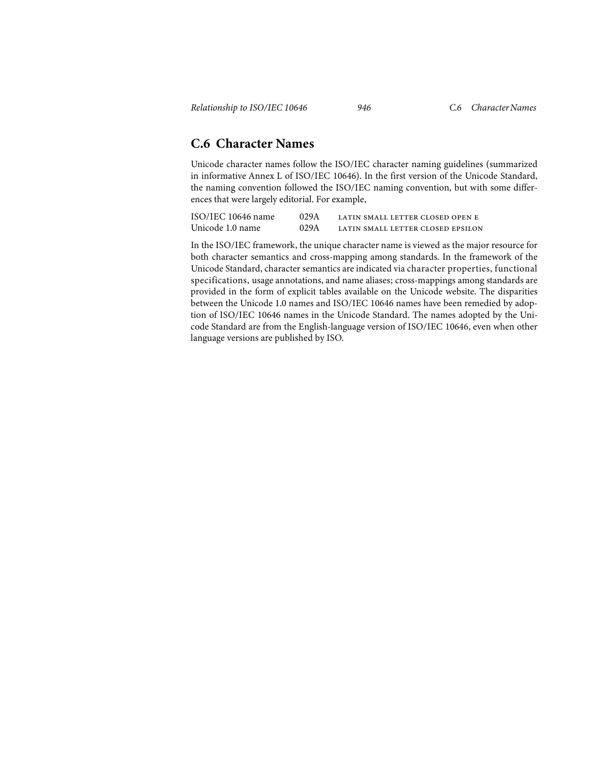## C.6 Character Names

Unicode character names follow the ISO/IEC character naming guidelines (summarized in informative Annex L of ISO/IEC 10646). In the first version of the Unicode Standard, the naming convention followed the ISO/IEC naming convention, but with some differences that were largely editorial. For example,

| | | |
|---|---|---|
| ISO/IEC 10646 name | 029A | LATIN SMALL LETTER CLOSED OPEN E |
| Unicode 1.0 name | 029A | LATIN SMALL LETTER CLOSED EPSILON |

In the ISO/IEC framework, the unique character name is viewed as the major resource for both character semantics and cross-mapping among standards. In the framework of the Unicode Standard, character semantics are indicated via character properties, functional specifications, usage annotations, and name aliases; cross-mappings among standards are provided in the form of explicit tables available on the Unicode website. The disparities between the Unicode 1.0 names and ISO/IEC 10646 names have been remedied by adoption of ISO/IEC 10646 names in the Unicode Standard. The names adopted by the Unicode Standard are from the English-language version of ISO/IEC 10646, even when other language versions are published by ISO.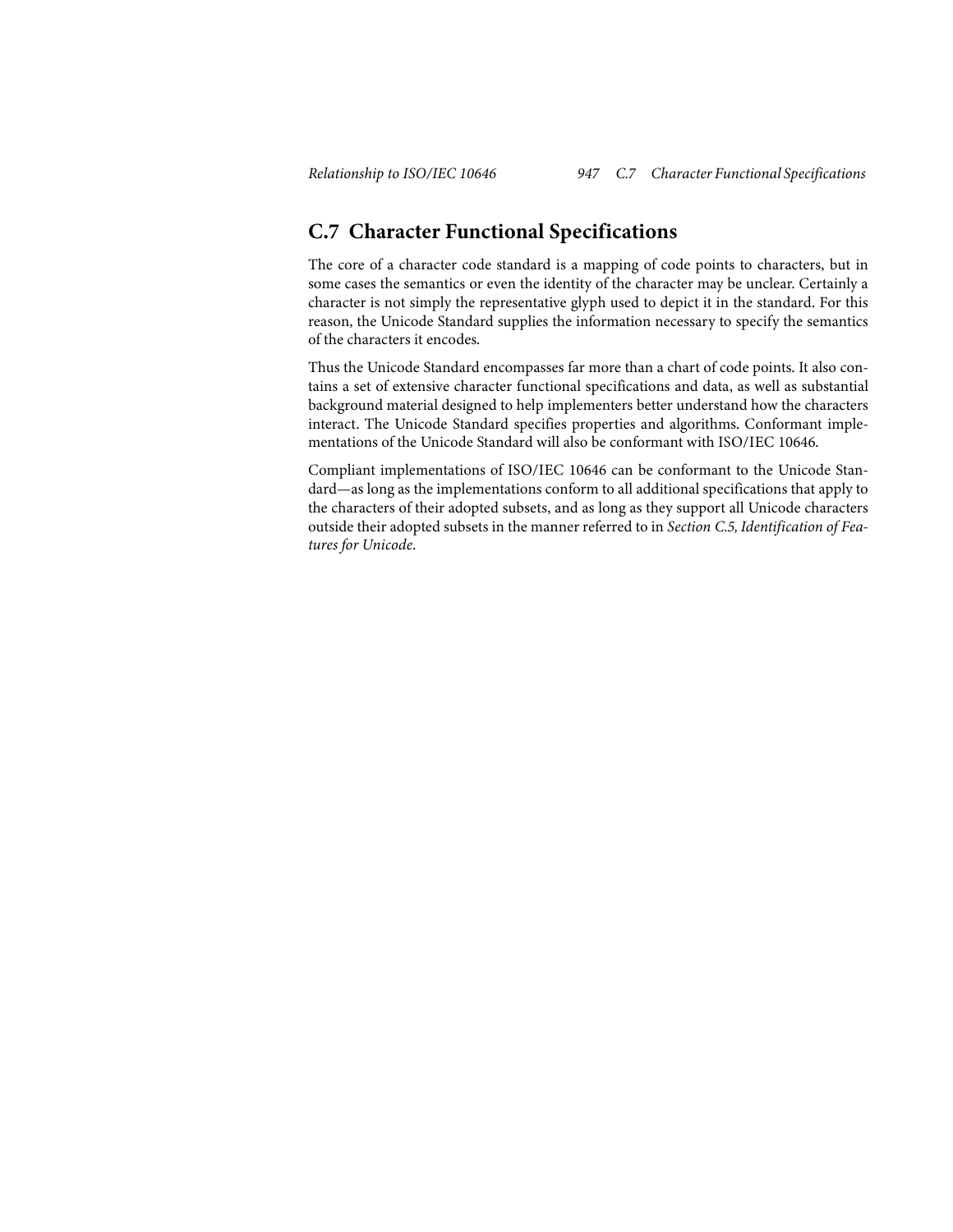## C.7 Character Functional Specifications

The core of a character code standard is a mapping of code points to characters, but in some cases the semantics or even the identity of the character may be unclear. Certainly a character is not simply the representative glyph used to depict it in the standard. For this reason, the Unicode Standard supplies the information necessary to specify the semantics of the characters it encodes.

Thus the Unicode Standard encompasses far more than a chart of code points. It also contains a set of extensive character functional specifications and data, as well as substantial background material designed to help implementers better understand how the characters interact. The Unicode Standard specifies properties and algorithms. Conformant implementations of the Unicode Standard will also be conformant with ISO/IEC 10646.

Compliant implementations of ISO/IEC 10646 can be conformant to the Unicode Standard—as long as the implementations conform to all additional specifications that apply to the characters of their adopted subsets, and as long as they support all Unicode characters outside their adopted subsets in the manner referred to in *Section C.5, Identification of Features for Unicode*.